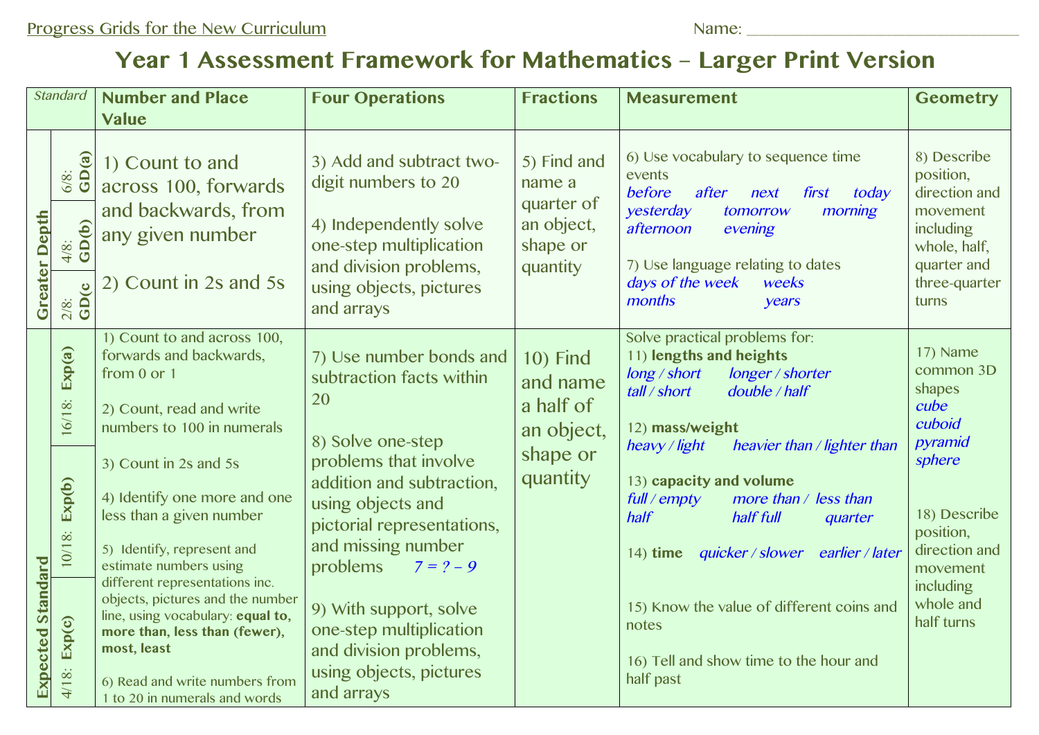Progress Grids for the New Curriculum

Name: ________________________________

# Year 1 Assessment Framework for Mathematics – Larger Print Version

| Standard | | Number and Place Value | Four Operations | Fractions | Measurement | Geometry |
|---|---|---|---|---|---|---|
| Greater Depth | 6/8: GD(a) <br> 4/8: GD(b) <br> 2/8: GD(c | 1) Count to and across 100, forwards and backwards, from any given number <br><br> 2) Count in 2s and 5s | 3) Add and subtract two-digit numbers to 20 <br><br> 4) Independently solve one-step multiplication and division problems, using objects, pictures and arrays | 5) Find and name a quarter of an object, shape or quantity | 6) Use vocabulary to sequence time events *before after next first today yesterday tomorrow morning afternoon evening* <br><br> 7) Use language relating to dates *days of the week weeks months years* | 8) Describe position, direction and movement including whole, half, quarter and three-quarter turns |
| Expected Standard | 16/18: Exp(a) <br> 10/18: Exp(b) <br> 4/18: Exp(c) | 1) Count to and across 100, forwards and backwards, from 0 or 1 <br><br> 2) Count, read and write numbers to 100 in numerals <br><br> 3) Count in 2s and 5s <br><br> 4) Identify one more and one less than a given number <br><br> 5) Identify, represent and estimate numbers using different representations inc. objects, pictures and the number line, using vocabulary: **equal to, more than, less than (fewer), most, least** <br><br> 6) Read and write numbers from 1 to 20 in numerals and words | 7) Use number bonds and subtraction facts within 20 <br><br> 8) Solve one-step problems that involve addition and subtraction, using objects and pictorial representations, and missing number problems *7 = ? – 9* <br><br> 9) With support, solve one-step multiplication and division problems, using objects, pictures and arrays | 10) Find and name a half of an object, shape or quantity | Solve practical problems for: <br> 11) **lengths and heights** *long / short longer / shorter tall / short double / half* <br><br> 12) **mass/weight** *heavy / light heavier than / lighter than* <br><br> 13) **capacity and volume** *full / empty more than / less than half half full quarter* <br><br> 14) **time** *quicker / slower earlier / later* <br><br> 15) Know the value of different coins and notes <br><br> 16) Tell and show time to the hour and half past | 17) Name common 3D shapes *cube cuboid pyramid sphere* <br><br> 18) Describe position, direction and movement including whole and half turns |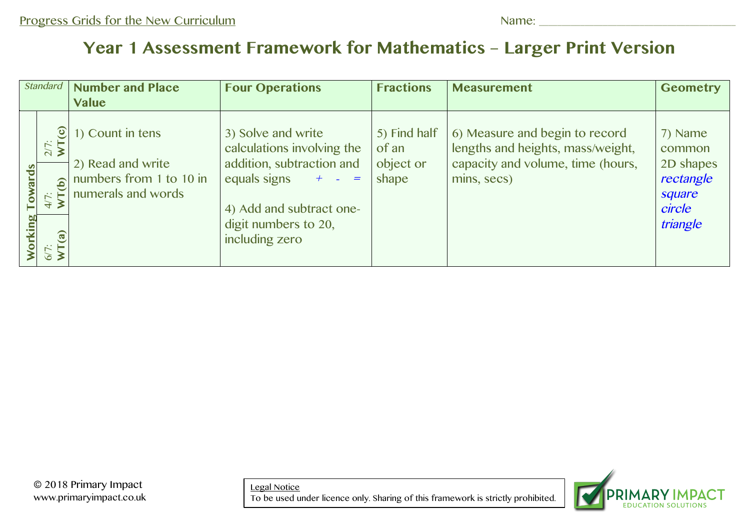Progress Grids for the New Curriculum

Name: ______________________________

# Year 1 Assessment Framework for Mathematics – Larger Print Version

| *Standard* | | Number and Place Value | Four Operations | Fractions | Measurement | Geometry |
|---|---|---|---|---|---|---|
| Working Towards | 2/7: WT(c) | 1) Count in tens<br><br>2) Read and write numbers from 1 to 10 in numerals and words | 3) Solve and write calculations involving the addition, subtraction and equals signs + - =<br><br>4) Add and subtract one-digit numbers to 20, including zero | 5) Find half of an object or shape | 6) Measure and begin to record lengths and heights, mass/weight, capacity and volume, time (hours, mins, secs) | 7) Name common 2D shapes *rectangle* *square* *circle* *triangle* |
| | 4/7: WT(b) | | | | | |
| | 6/7: WT(a) | | | | | |

© 2018 Primary Impact
www.primaryimpact.co.uk

Legal Notice
To be used under licence only. Sharing of this framework is strictly prohibited.

PRIMARY IMPACT
EDUCATION SOLUTIONS